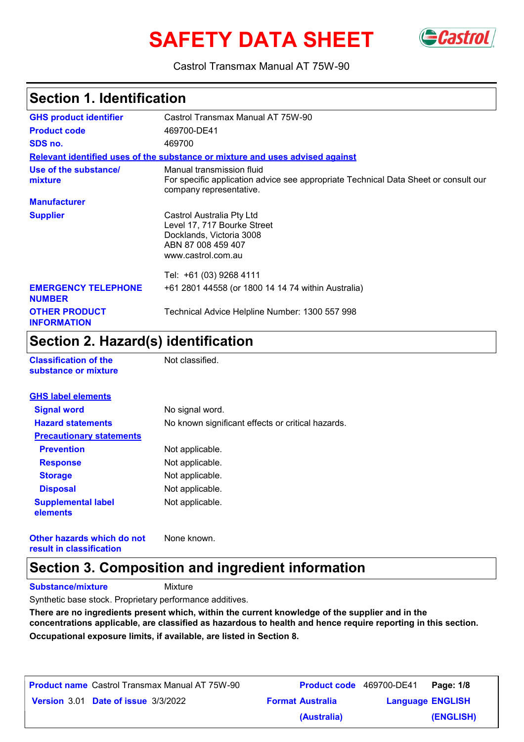# SAFETY DATA SHEET

Castrol Transmax Manual AT 75W-90

## Section 1. Identification

| | |
|---|---|
| **GHS product identifier** | Castrol Transmax Manual AT 75W-90 |
| **Product code** | 469700-DE41 |
| **SDS no.** | 469700 |

**Relevant identified uses of the substance or mixture and uses advised against**

| | |
|---|---|
| **Use of the substance/ mixture** | Manual transmission fluid<br>For specific application advice see appropriate Technical Data Sheet or consult our company representative. |
| **Manufacturer** | |
| **Supplier** | Castrol Australia Pty Ltd<br>Level 17, 717 Bourke Street<br>Docklands, Victoria 3008<br>ABN 87 008 459 407<br>www.castrol.com.au<br><br>Tel: +61 (03) 9268 4111 |
| **EMERGENCY TELEPHONE NUMBER** | +61 2801 44558 (or 1800 14 14 74 within Australia) |
| **OTHER PRODUCT INFORMATION** | Technical Advice Helpline Number: 1300 557 998 |

## Section 2. Hazard(s) identification

| | |
|---|---|
| **Classification of the substance or mixture** | Not classified. |

**GHS label elements**

| | |
|---|---|
| **Signal word** | No signal word. |
| **Hazard statements** | No known significant effects or critical hazards. |

**Precautionary statements**

| | |
|---|---|
| **Prevention** | Not applicable. |
| **Response** | Not applicable. |
| **Storage** | Not applicable. |
| **Disposal** | Not applicable. |
| **Supplemental label elements** | Not applicable. |
| **Other hazards which do not result in classification** | None known. |

## Section 3. Composition and ingredient information

**Substance/mixture** Mixture

Synthetic base stock. Proprietary performance additives.

**There are no ingredients present which, within the current knowledge of the supplier and in the concentrations applicable, are classified as hazardous to health and hence require reporting in this section.**

**Occupational exposure limits, if available, are listed in Section 8.**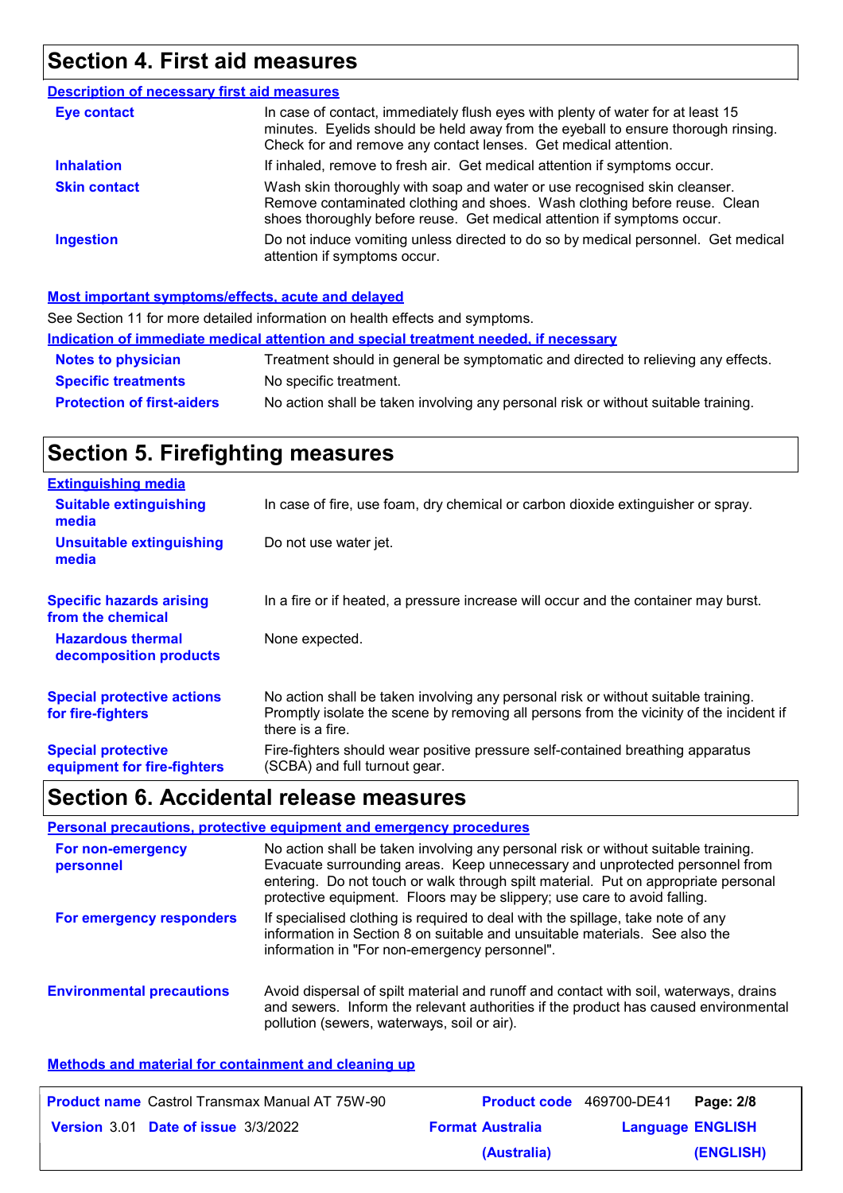## Section 4. First aid measures

### Description of necessary first aid measures

| | |
|---|---|
| **Eye contact** | In case of contact, immediately flush eyes with plenty of water for at least 15 minutes. Eyelids should be held away from the eyeball to ensure thorough rinsing. Check for and remove any contact lenses. Get medical attention. |
| **Inhalation** | If inhaled, remove to fresh air. Get medical attention if symptoms occur. |
| **Skin contact** | Wash skin thoroughly with soap and water or use recognised skin cleanser. Remove contaminated clothing and shoes. Wash clothing before reuse. Clean shoes thoroughly before reuse. Get medical attention if symptoms occur. |
| **Ingestion** | Do not induce vomiting unless directed to do so by medical personnel. Get medical attention if symptoms occur. |

### Most important symptoms/effects, acute and delayed

See Section 11 for more detailed information on health effects and symptoms.

### Indication of immediate medical attention and special treatment needed, if necessary

| | |
|---|---|
| **Notes to physician** | Treatment should in general be symptomatic and directed to relieving any effects. |
| **Specific treatments** | No specific treatment. |
| **Protection of first-aiders** | No action shall be taken involving any personal risk or without suitable training. |

## Section 5. Firefighting measures

### Extinguishing media

| | |
|---|---|
| **Suitable extinguishing media** | In case of fire, use foam, dry chemical or carbon dioxide extinguisher or spray. |
| **Unsuitable extinguishing media** | Do not use water jet. |

| | |
|---|---|
| **Specific hazards arising from the chemical** | In a fire or if heated, a pressure increase will occur and the container may burst. |
| **Hazardous thermal decomposition products** | None expected. |
| **Special protective actions for fire-fighters** | No action shall be taken involving any personal risk or without suitable training. Promptly isolate the scene by removing all persons from the vicinity of the incident if there is a fire. |
| **Special protective equipment for fire-fighters** | Fire-fighters should wear positive pressure self-contained breathing apparatus (SCBA) and full turnout gear. |

## Section 6. Accidental release measures

### Personal precautions, protective equipment and emergency procedures

| | |
|---|---|
| **For non-emergency personnel** | No action shall be taken involving any personal risk or without suitable training. Evacuate surrounding areas. Keep unnecessary and unprotected personnel from entering. Do not touch or walk through spilt material. Put on appropriate personal protective equipment. Floors may be slippery; use care to avoid falling. |
| **For emergency responders** | If specialised clothing is required to deal with the spillage, take note of any information in Section 8 on suitable and unsuitable materials. See also the information in "For non-emergency personnel". |

| | |
|---|---|
| **Environmental precautions** | Avoid dispersal of spilt material and runoff and contact with soil, waterways, drains and sewers. Inform the relevant authorities if the product has caused environmental pollution (sewers, waterways, soil or air). |

### Methods and material for containment and cleaning up

| | | | |
|---|---|---|---|
| **Product name** Castrol Transmax Manual AT 75W-90 | **Product code** 469700-DE41 | | |
| **Version** 3.01 | **Date of issue** 3/3/2022 | **Format** Australia (Australia) | **Language** ENGLISH (ENGLISH) |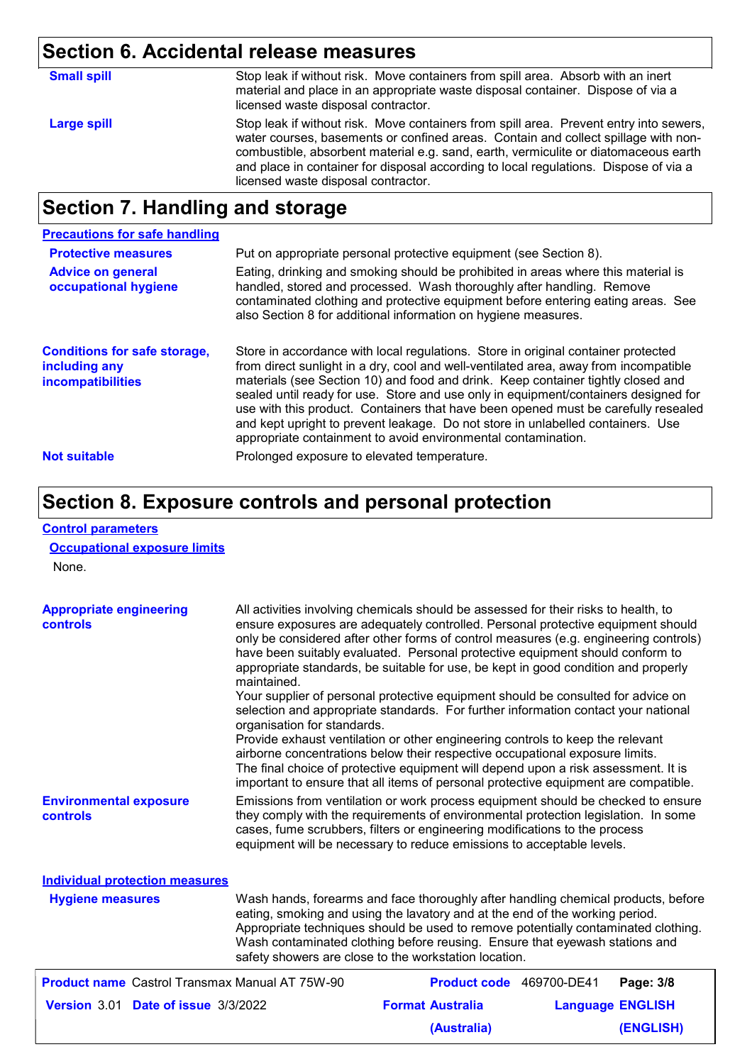## Section 6. Accidental release measures

**Small spill**

Stop leak if without risk. Move containers from spill area. Absorb with an inert material and place in an appropriate waste disposal container. Dispose of via a licensed waste disposal contractor.

**Large spill**

Stop leak if without risk. Move containers from spill area. Prevent entry into sewers, water courses, basements or confined areas. Contain and collect spillage with non-combustible, absorbent material e.g. sand, earth, vermiculite or diatomaceous earth and place in container for disposal according to local regulations. Dispose of via a licensed waste disposal contractor.

## Section 7. Handling and storage

### Precautions for safe handling

**Protective measures**

Put on appropriate personal protective equipment (see Section 8).

**Advice on general occupational hygiene**

Eating, drinking and smoking should be prohibited in areas where this material is handled, stored and processed. Wash thoroughly after handling. Remove contaminated clothing and protective equipment before entering eating areas. See also Section 8 for additional information on hygiene measures.

**Conditions for safe storage, including any incompatibilities**

Store in accordance with local regulations. Store in original container protected from direct sunlight in a dry, cool and well-ventilated area, away from incompatible materials (see Section 10) and food and drink. Keep container tightly closed and sealed until ready for use. Store and use only in equipment/containers designed for use with this product. Containers that have been opened must be carefully resealed and kept upright to prevent leakage. Do not store in unlabelled containers. Use appropriate containment to avoid environmental contamination.

**Not suitable**

Prolonged exposure to elevated temperature.

## Section 8. Exposure controls and personal protection

### Control parameters

#### Occupational exposure limits

None.

**Appropriate engineering controls**

All activities involving chemicals should be assessed for their risks to health, to ensure exposures are adequately controlled. Personal protective equipment should only be considered after other forms of control measures (e.g. engineering controls) have been suitably evaluated. Personal protective equipment should conform to appropriate standards, be suitable for use, be kept in good condition and properly maintained.
Your supplier of personal protective equipment should be consulted for advice on selection and appropriate standards. For further information contact your national organisation for standards.
Provide exhaust ventilation or other engineering controls to keep the relevant airborne concentrations below their respective occupational exposure limits.
The final choice of protective equipment will depend upon a risk assessment. It is important to ensure that all items of personal protective equipment are compatible.

**Environmental exposure controls**

Emissions from ventilation or work process equipment should be checked to ensure they comply with the requirements of environmental protection legislation. In some cases, fume scrubbers, filters or engineering modifications to the process equipment will be necessary to reduce emissions to acceptable levels.

### Individual protection measures

**Hygiene measures**

Wash hands, forearms and face thoroughly after handling chemical products, before eating, smoking and using the lavatory and at the end of the working period. Appropriate techniques should be used to remove potentially contaminated clothing. Wash contaminated clothing before reusing. Ensure that eyewash stations and safety showers are close to the workstation location.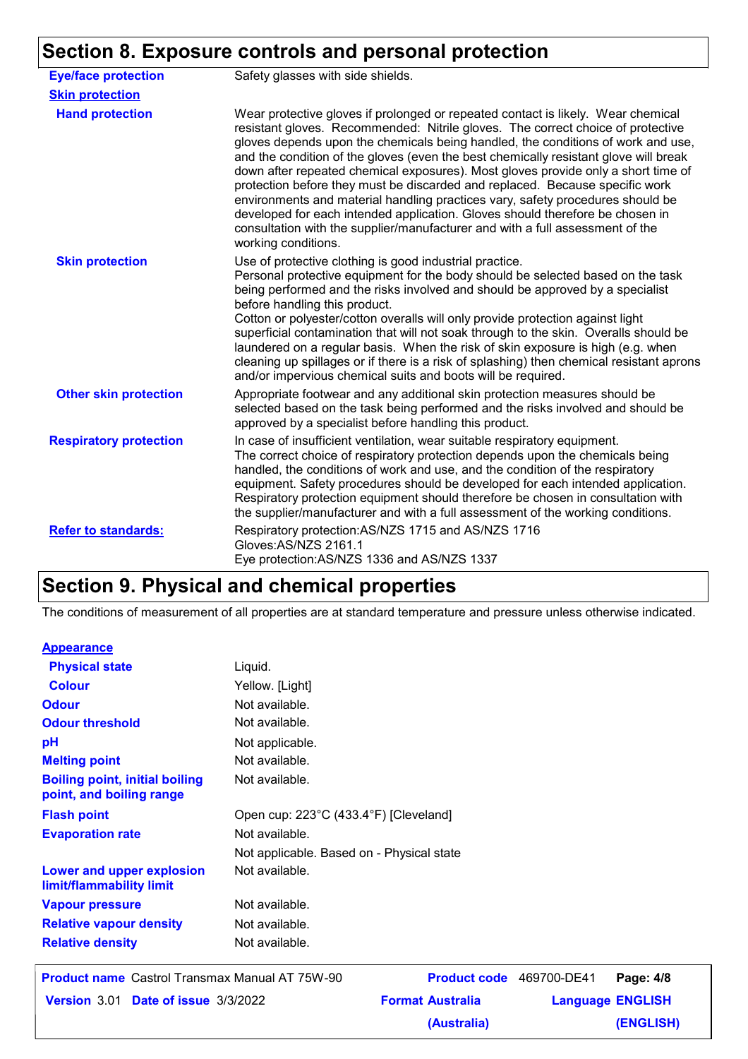## Section 8. Exposure controls and personal protection

| | |
|---|---|
| **Eye/face protection** | Safety glasses with side shields. |
| **Skin protection** | |
| **Hand protection** | Wear protective gloves if prolonged or repeated contact is likely. Wear chemical resistant gloves. Recommended: Nitrile gloves. The correct choice of protective gloves depends upon the chemicals being handled, the conditions of work and use, and the condition of the gloves (even the best chemically resistant glove will break down after repeated chemical exposures). Most gloves provide only a short time of protection before they must be discarded and replaced. Because specific work environments and material handling practices vary, safety procedures should be developed for each intended application. Gloves should therefore be chosen in consultation with the supplier/manufacturer and with a full assessment of the working conditions. |
| **Skin protection** | Use of protective clothing is good industrial practice. Personal protective equipment for the body should be selected based on the task being performed and the risks involved and should be approved by a specialist before handling this product. Cotton or polyester/cotton overalls will only provide protection against light superficial contamination that will not soak through to the skin. Overalls should be laundered on a regular basis. When the risk of skin exposure is high (e.g. when cleaning up spillages or if there is a risk of splashing) then chemical resistant aprons and/or impervious chemical suits and boots will be required. |
| **Other skin protection** | Appropriate footwear and any additional skin protection measures should be selected based on the task being performed and the risks involved and should be approved by a specialist before handling this product. |
| **Respiratory protection** | In case of insufficient ventilation, wear suitable respiratory equipment. The correct choice of respiratory protection depends upon the chemicals being handled, the conditions of work and use, and the condition of the respiratory equipment. Safety procedures should be developed for each intended application. Respiratory protection equipment should therefore be chosen in consultation with the supplier/manufacturer and with a full assessment of the working conditions. |
| **Refer to standards:** | Respiratory protection:AS/NZS 1715 and AS/NZS 1716<br>Gloves:AS/NZS 2161.1<br>Eye protection:AS/NZS 1336 and AS/NZS 1337 |

## Section 9. Physical and chemical properties

The conditions of measurement of all properties are at standard temperature and pressure unless otherwise indicated.

| | |
|---|---|
| **Appearance** | |
| **Physical state** | Liquid. |
| **Colour** | Yellow. [Light] |
| **Odour** | Not available. |
| **Odour threshold** | Not available. |
| **pH** | Not applicable. |
| **Melting point** | Not available. |
| **Boiling point, initial boiling point, and boiling range** | Not available. |
| **Flash point** | Open cup: 223°C (433.4°F) [Cleveland] |
| **Evaporation rate** | Not available. |
| | Not applicable. Based on - Physical state |
| **Lower and upper explosion limit/flammability limit** | Not available. |
| **Vapour pressure** | Not available. |
| **Relative vapour density** | Not available. |
| **Relative density** | Not available. |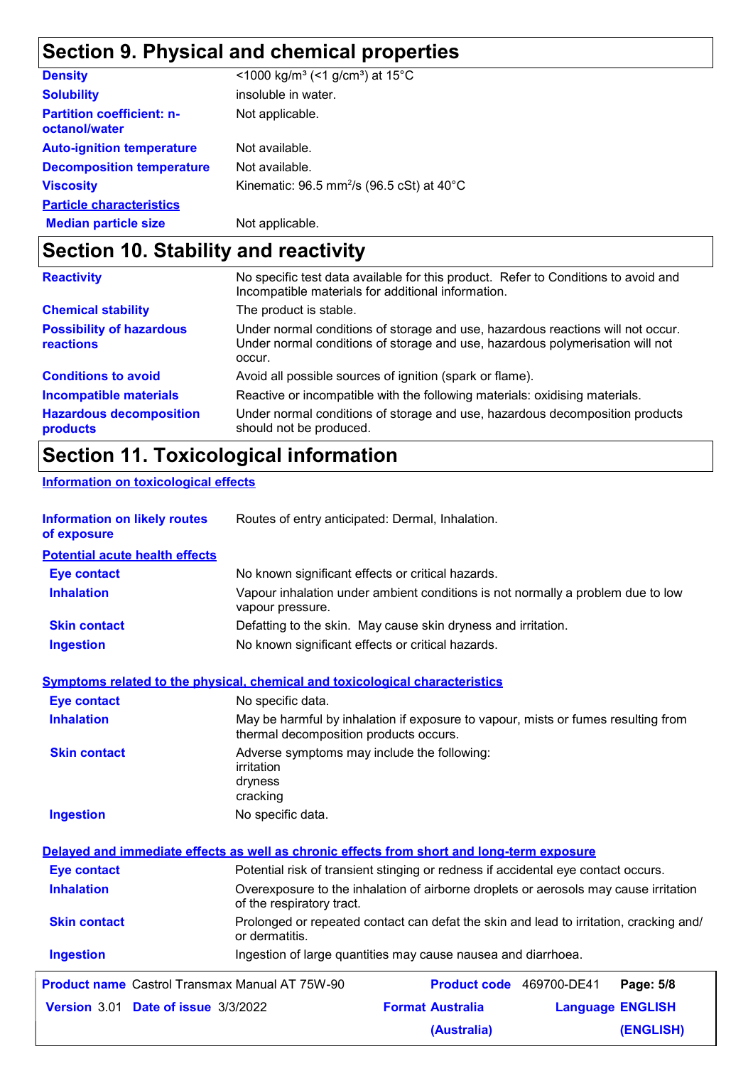## Section 9. Physical and chemical properties

| | |
|---|---|
| **Density** | <1000 kg/m³ (<1 g/cm³) at 15°C |
| **Solubility** | insoluble in water. |
| **Partition coefficient: n-octanol/water** | Not applicable. |
| **Auto-ignition temperature** | Not available. |
| **Decomposition temperature** | Not available. |
| **Viscosity** | Kinematic: 96.5 $mm^2/s$ (96.5 cSt) at 40°C |
| **Particle characteristics** | |
| **Median particle size** | Not applicable. |

## Section 10. Stability and reactivity

| | |
|---|---|
| **Reactivity** | No specific test data available for this product. Refer to Conditions to avoid and Incompatible materials for additional information. |
| **Chemical stability** | The product is stable. |
| **Possibility of hazardous reactions** | Under normal conditions of storage and use, hazardous reactions will not occur. Under normal conditions of storage and use, hazardous polymerisation will not occur. |
| **Conditions to avoid** | Avoid all possible sources of ignition (spark or flame). |
| **Incompatible materials** | Reactive or incompatible with the following materials: oxidising materials. |
| **Hazardous decomposition products** | Under normal conditions of storage and use, hazardous decomposition products should not be produced. |

## Section 11. Toxicological information

**Information on toxicological effects**

| | |
|---|---|
| **Information on likely routes of exposure** | Routes of entry anticipated: Dermal, Inhalation. |

**Potential acute health effects**

| | |
|---|---|
| **Eye contact** | No known significant effects or critical hazards. |
| **Inhalation** | Vapour inhalation under ambient conditions is not normally a problem due to low vapour pressure. |
| **Skin contact** | Defatting to the skin. May cause skin dryness and irritation. |
| **Ingestion** | No known significant effects or critical hazards. |

**Symptoms related to the physical, chemical and toxicological characteristics**

| | |
|---|---|
| **Eye contact** | No specific data. |
| **Inhalation** | May be harmful by inhalation if exposure to vapour, mists or fumes resulting from thermal decomposition products occurs. |
| **Skin contact** | Adverse symptoms may include the following:<br>irritation<br>dryness<br>cracking |
| **Ingestion** | No specific data. |

**Delayed and immediate effects as well as chronic effects from short and long-term exposure**

| | |
|---|---|
| **Eye contact** | Potential risk of transient stinging or redness if accidental eye contact occurs. |
| **Inhalation** | Overexposure to the inhalation of airborne droplets or aerosols may cause irritation of the respiratory tract. |
| **Skin contact** | Prolonged or repeated contact can defat the skin and lead to irritation, cracking and/ or dermatitis. |
| **Ingestion** | Ingestion of large quantities may cause nausea and diarrhoea. |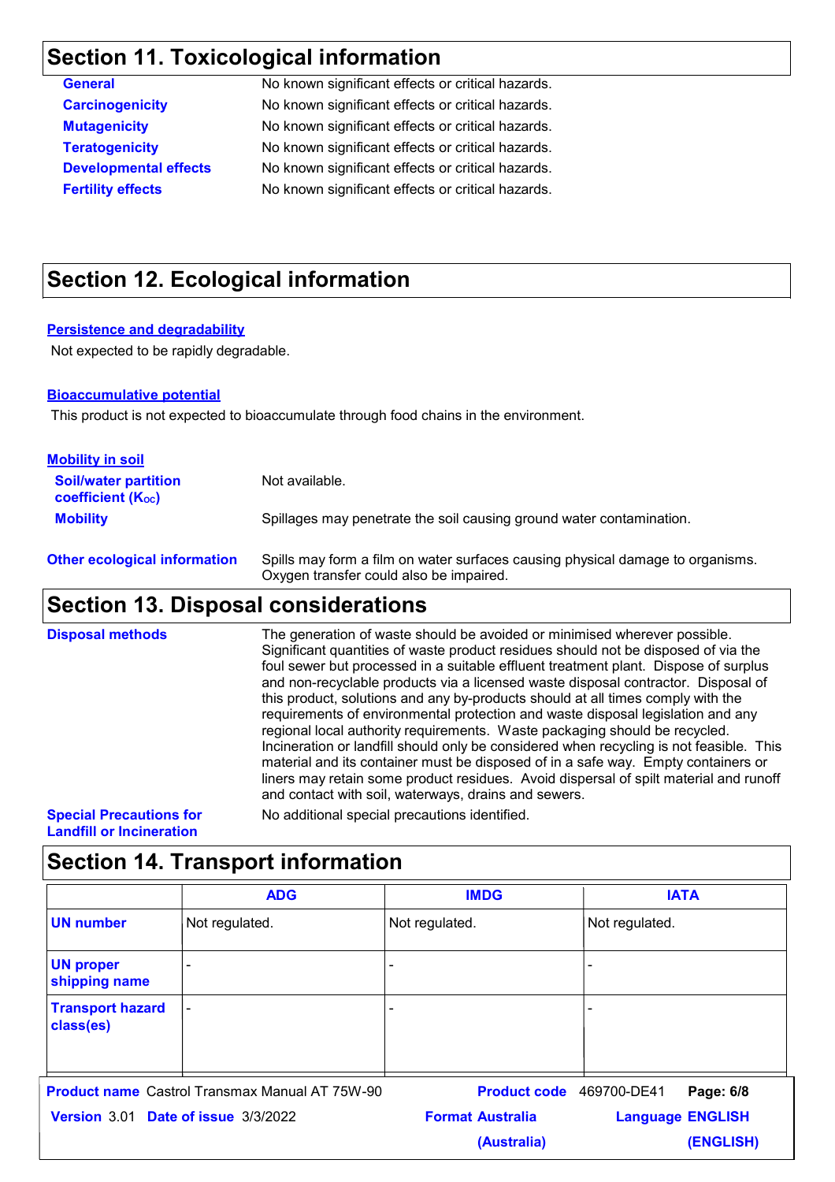## Section 11. Toxicological information

| | |
|---|---|
| **General** | No known significant effects or critical hazards. |
| **Carcinogenicity** | No known significant effects or critical hazards. |
| **Mutagenicity** | No known significant effects or critical hazards. |
| **Teratogenicity** | No known significant effects or critical hazards. |
| **Developmental effects** | No known significant effects or critical hazards. |
| **Fertility effects** | No known significant effects or critical hazards. |

## Section 12. Ecological information

**Persistence and degradability**

Not expected to be rapidly degradable.

**Bioaccumulative potential**

This product is not expected to bioaccumulate through food chains in the environment.

**Mobility in soil**

| | |
|---|---|
| **Soil/water partition coefficient ($K_{OC}$)** | Not available. |
| **Mobility** | Spillages may penetrate the soil causing ground water contamination. |

**Other ecological information** Spills may form a film on water surfaces causing physical damage to organisms. Oxygen transfer could also be impaired.

## Section 13. Disposal considerations

**Disposal methods** The generation of waste should be avoided or minimised wherever possible. Significant quantities of waste product residues should not be disposed of via the foul sewer but processed in a suitable effluent treatment plant. Dispose of surplus and non-recyclable products via a licensed waste disposal contractor. Disposal of this product, solutions and any by-products should at all times comply with the requirements of environmental protection and waste disposal legislation and any regional local authority requirements. Waste packaging should be recycled. Incineration or landfill should only be considered when recycling is not feasible. This material and its container must be disposed of in a safe way. Empty containers or liners may retain some product residues. Avoid dispersal of spilt material and runoff and contact with soil, waterways, drains and sewers.

**Special Precautions for Landfill or Incineration** No additional special precautions identified.

## Section 14. Transport information

| | ADG | IMDG | IATA |
|---|---|---|---|
| **UN number** | Not regulated. | Not regulated. | Not regulated. |
| **UN proper shipping name** | - | - | - |
| **Transport hazard class(es)** | - | - | - |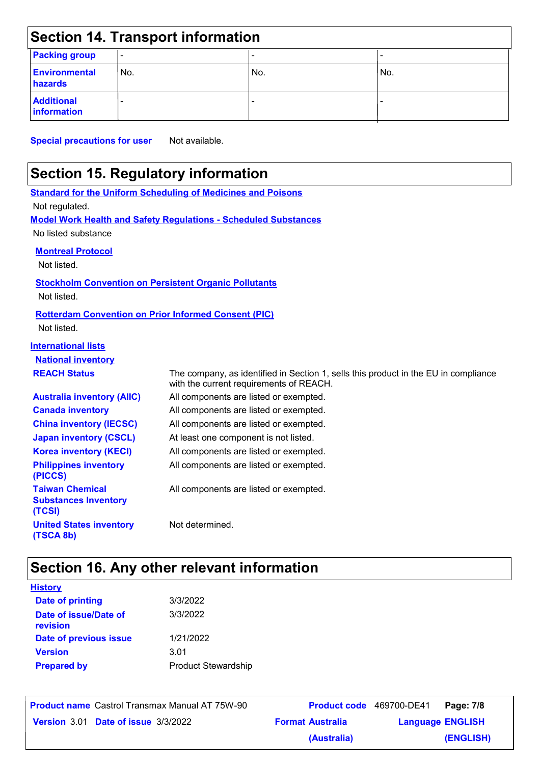## Section 14. Transport information

| Packing group | - | - | - |
|---|---|---|---|
| Environmental hazards | No. | No. | No. |
| Additional information | - | - | - |

**Special precautions for user** Not available.

## Section 15. Regulatory information

**Standard for the Uniform Scheduling of Medicines and Poisons**

Not regulated.

**Model Work Health and Safety Regulations - Scheduled Substances**

No listed substance

**Montreal Protocol**

Not listed.

**Stockholm Convention on Persistent Organic Pollutants**

Not listed.

**Rotterdam Convention on Prior Informed Consent (PIC)**

Not listed.

**International lists**

**National inventory**

| | |
|---|---|
| **REACH Status** | The company, as identified in Section 1, sells this product in the EU in compliance with the current requirements of REACH. |
| **Australia inventory (AIIC)** | All components are listed or exempted. |
| **Canada inventory** | All components are listed or exempted. |
| **China inventory (IECSC)** | All components are listed or exempted. |
| **Japan inventory (CSCL)** | At least one component is not listed. |
| **Korea inventory (KECI)** | All components are listed or exempted. |
| **Philippines inventory (PICCS)** | All components are listed or exempted. |
| **Taiwan Chemical Substances Inventory (TCSI)** | All components are listed or exempted. |
| **United States inventory (TSCA 8b)** | Not determined. |

## Section 16. Any other relevant information

**History**

| | |
|---|---|
| **Date of printing** | 3/3/2022 |
| **Date of issue/Date of revision** | 3/3/2022 |
| **Date of previous issue** | 1/21/2022 |
| **Version** | 3.01 |
| **Prepared by** | Product Stewardship |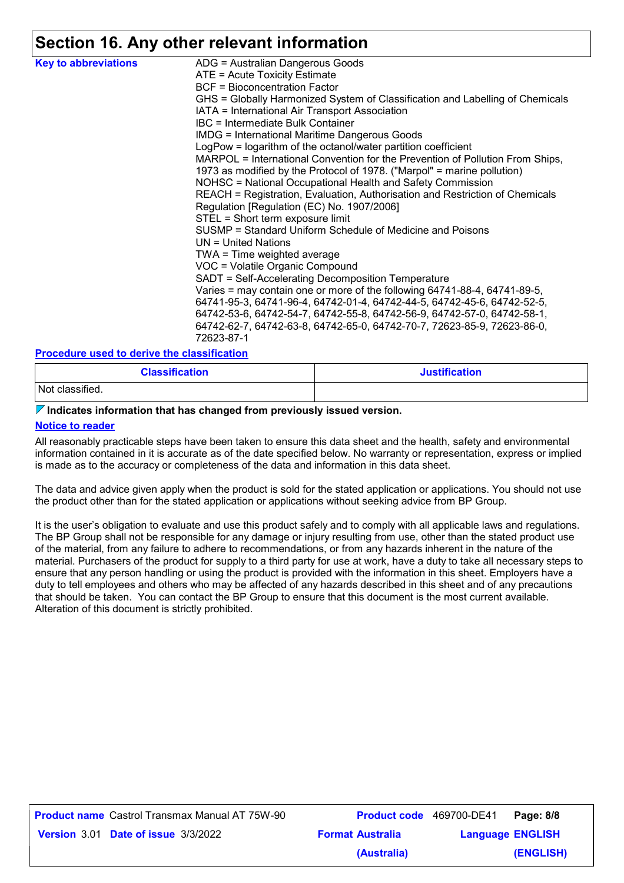## Section 16. Any other relevant information

**Key to abbreviations**

ADG = Australian Dangerous Goods
ATE = Acute Toxicity Estimate
BCF = Bioconcentration Factor
GHS = Globally Harmonized System of Classification and Labelling of Chemicals
IATA = International Air Transport Association
IBC = Intermediate Bulk Container
IMDG = International Maritime Dangerous Goods
LogPow = logarithm of the octanol/water partition coefficient
MARPOL = International Convention for the Prevention of Pollution From Ships, 1973 as modified by the Protocol of 1978. ("Marpol" = marine pollution)
NOHSC = National Occupational Health and Safety Commission
REACH = Registration, Evaluation, Authorisation and Restriction of Chemicals Regulation [Regulation (EC) No. 1907/2006]
STEL = Short term exposure limit
SUSMP = Standard Uniform Schedule of Medicine and Poisons
UN = United Nations
TWA = Time weighted average
VOC = Volatile Organic Compound
SADT = Self-Accelerating Decomposition Temperature
Varies = may contain one or more of the following 64741-88-4, 64741-89-5, 64741-95-3, 64741-96-4, 64742-01-4, 64742-44-5, 64742-45-6, 64742-52-5, 64742-53-6, 64742-54-7, 64742-55-8, 64742-56-9, 64742-57-0, 64742-58-1, 64742-62-7, 64742-63-8, 64742-65-0, 64742-70-7, 72623-85-9, 72623-86-0, 72623-87-1

**Procedure used to derive the classification**

| Classification | Justification |
|---|---|
| Not classified. | |

**Indicates information that has changed from previously issued version.**

**Notice to reader**

All reasonably practicable steps have been taken to ensure this data sheet and the health, safety and environmental information contained in it is accurate as of the date specified below. No warranty or representation, express or implied is made as to the accuracy or completeness of the data and information in this data sheet.

The data and advice given apply when the product is sold for the stated application or applications. You should not use the product other than for the stated application or applications without seeking advice from BP Group.

It is the user's obligation to evaluate and use this product safely and to comply with all applicable laws and regulations. The BP Group shall not be responsible for any damage or injury resulting from use, other than the stated product use of the material, from any failure to adhere to recommendations, or from any hazards inherent in the nature of the material. Purchasers of the product for supply to a third party for use at work, have a duty to take all necessary steps to ensure that any person handling or using the product is provided with the information in this sheet. Employers have a duty to tell employees and others who may be affected of any hazards described in this sheet and of any precautions that should be taken. You can contact the BP Group to ensure that this document is the most current available. Alteration of this document is strictly prohibited.